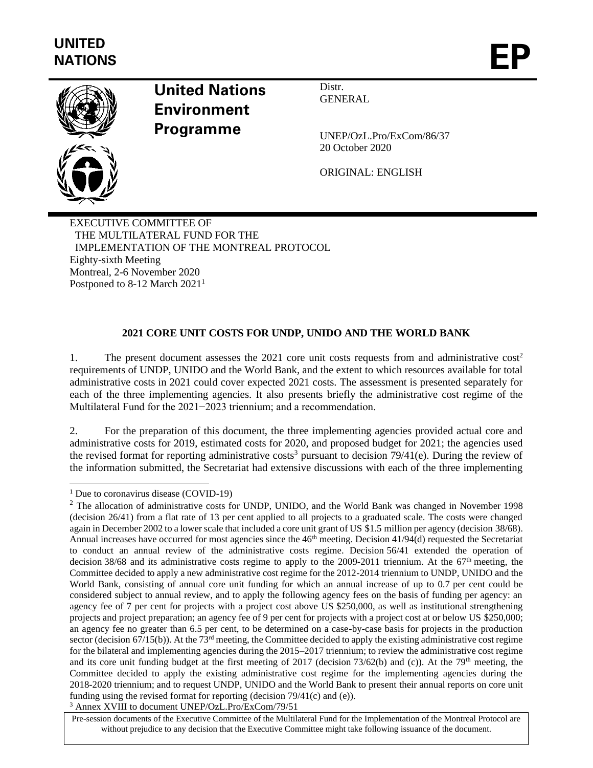UNITED NATIONS

EP

**United Nations Environment Programme**

Distr.
GENERAL

UNEP/OzL.Pro/ExCom/86/37
20 October 2020

ORIGINAL: ENGLISH

EXECUTIVE COMMITTEE OF
THE MULTILATERAL FUND FOR THE
IMPLEMENTATION OF THE MONTREAL PROTOCOL
Eighty-sixth Meeting
Montreal, 2-6 November 2020
Postponed to 8-12 March 2021[1]

## 2021 CORE UNIT COSTS FOR UNDP, UNIDO AND THE WORLD BANK

1. The present document assesses the 2021 core unit costs requests from and administrative cost[2] requirements of UNDP, UNIDO and the World Bank, and the extent to which resources available for total administrative costs in 2021 could cover expected 2021 costs. The assessment is presented separately for each of the three implementing agencies. It also presents briefly the administrative cost regime of the Multilateral Fund for the 2021−2023 triennium; and a recommendation.

2. For the preparation of this document, the three implementing agencies provided actual core and administrative costs for 2019, estimated costs for 2020, and proposed budget for 2021; the agencies used the revised format for reporting administrative costs[3] pursuant to decision 79/41(e). During the review of the information submitted, the Secretariat had extensive discussions with each of the three implementing

[1] Due to coronavirus disease (COVID-19)

[2] The allocation of administrative costs for UNDP, UNIDO, and the World Bank was changed in November 1998 (decision 26/41) from a flat rate of 13 per cent applied to all projects to a graduated scale. The costs were changed again in December 2002 to a lower scale that included a core unit grant of US $1.5 million per agency (decision 38/68). Annual increases have occurred for most agencies since the 46th meeting. Decision 41/94(d) requested the Secretariat to conduct an annual review of the administrative costs regime. Decision 56/41 extended the operation of decision 38/68 and its administrative costs regime to apply to the 2009-2011 triennium. At the 67th meeting, the Committee decided to apply a new administrative cost regime for the 2012-2014 triennium to UNDP, UNIDO and the World Bank, consisting of annual core unit funding for which an annual increase of up to 0.7 per cent could be considered subject to annual review, and to apply the following agency fees on the basis of funding per agency: an agency fee of 7 per cent for projects with a project cost above US $250,000, as well as institutional strengthening projects and project preparation; an agency fee of 9 per cent for projects with a project cost at or below US $250,000; an agency fee no greater than 6.5 per cent, to be determined on a case-by-case basis for projects in the production sector (decision 67/15(b)). At the 73rd meeting, the Committee decided to apply the existing administrative cost regime for the bilateral and implementing agencies during the 2015–2017 triennium; to review the administrative cost regime and its core unit funding budget at the first meeting of 2017 (decision 73/62(b) and (c)). At the 79th meeting, the Committee decided to apply the existing administrative cost regime for the implementing agencies during the 2018-2020 triennium; and to request UNDP, UNIDO and the World Bank to present their annual reports on core unit funding using the revised format for reporting (decision 79/41(c) and (e)).

[3] Annex XVIII to document UNEP/OzL.Pro/ExCom/79/51

Pre-session documents of the Executive Committee of the Multilateral Fund for the Implementation of the Montreal Protocol are without prejudice to any decision that the Executive Committee might take following issuance of the document.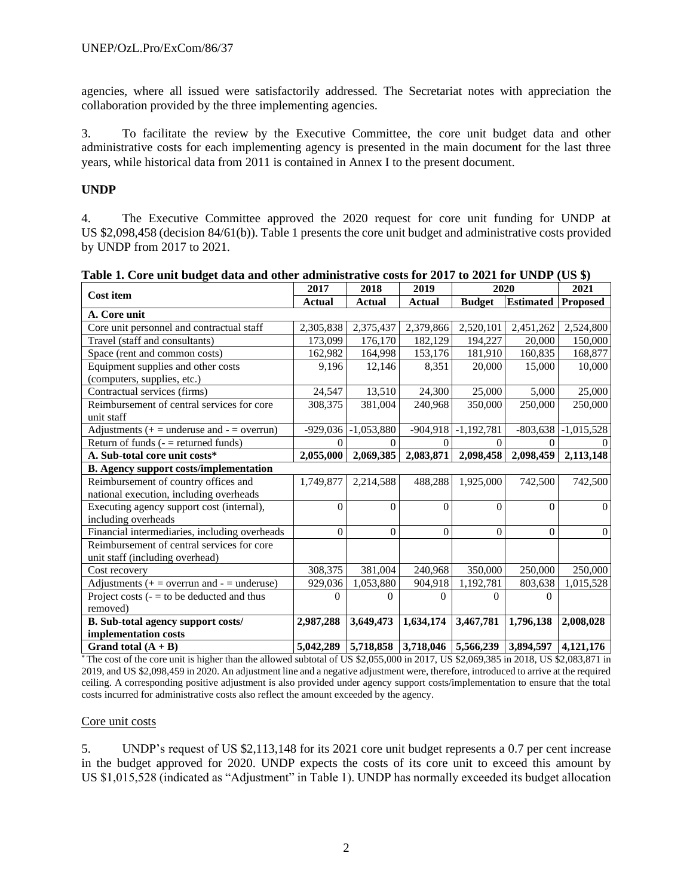agencies, where all issued were satisfactorily addressed. The Secretariat notes with appreciation the collaboration provided by the three implementing agencies.

3. To facilitate the review by the Executive Committee, the core unit budget data and other administrative costs for each implementing agency is presented in the main document for the last three years, while historical data from 2011 is contained in Annex I to the present document.

**UNDP**

4. The Executive Committee approved the 2020 request for core unit funding for UNDP at US $2,098,458 (decision 84/61(b)). Table 1 presents the core unit budget and administrative costs provided by UNDP from 2017 to 2021.

**Table 1. Core unit budget data and other administrative costs for 2017 to 2021 for UNDP (US $)**

| Cost item | 2017 | 2018 | 2019 | 2020 | | 2021 |
|---|---|---|---|---|---|---|
| | **Actual** | **Actual** | **Actual** | **Budget** | **Estimated** | **Proposed** |
| **A. Core unit** | | | | | | |
| Core unit personnel and contractual staff | 2,305,838 | 2,375,437 | 2,379,866 | 2,520,101 | 2,451,262 | 2,524,800 |
| Travel (staff and consultants) | 173,099 | 176,170 | 182,129 | 194,227 | 20,000 | 150,000 |
| Space (rent and common costs) | 162,982 | 164,998 | 153,176 | 181,910 | 160,835 | 168,877 |
| Equipment supplies and other costs (computers, supplies, etc.) | 9,196 | 12,146 | 8,351 | 20,000 | 15,000 | 10,000 |
| Contractual services (firms) | 24,547 | 13,510 | 24,300 | 25,000 | 5,000 | 25,000 |
| Reimbursement of central services for core unit staff | 308,375 | 381,004 | 240,968 | 350,000 | 250,000 | 250,000 |
| Adjustments (+ = underuse and - = overrun) | -929,036 | -1,053,880 | -904,918 | -1,192,781 | -803,638 | -1,015,528 |
| Return of funds (- = returned funds) | 0 | 0 | 0 | 0 | 0 | 0 |
| **A. Sub-total core unit costs*** | **2,055,000** | **2,069,385** | **2,083,871** | **2,098,458** | **2,098,459** | **2,113,148** |
| **B. Agency support costs/implementation** | | | | | | |
| Reimbursement of country offices and national execution, including overheads | 1,749,877 | 2,214,588 | 488,288 | 1,925,000 | 742,500 | 742,500 |
| Executing agency support cost (internal), including overheads | 0 | 0 | 0 | 0 | 0 | 0 |
| Financial intermediaries, including overheads | 0 | 0 | 0 | 0 | 0 | 0 |
| Reimbursement of central services for core unit staff (including overhead) | | | | | | |
| Cost recovery | 308,375 | 381,004 | 240,968 | 350,000 | 250,000 | 250,000 |
| Adjustments (+ = overrun and - = underuse) | 929,036 | 1,053,880 | 904,918 | 1,192,781 | 803,638 | 1,015,528 |
| Project costs (- = to be deducted and thus removed) | 0 | 0 | 0 | 0 | 0 | |
| **B. Sub-total agency support costs/ implementation costs** | **2,987,288** | **3,649,473** | **1,634,174** | **3,467,781** | **1,796,138** | **2,008,028** |
| **Grand total (A + B)** | **5,042,289** | **5,718,858** | **3,718,046** | **5,566,239** | **3,894,597** | **4,121,176** |

* The cost of the core unit is higher than the allowed subtotal of US $2,055,000 in 2017, US $2,069,385 in 2018, US $2,083,871 in 2019, and US $2,098,459 in 2020. An adjustment line and a negative adjustment were, therefore, introduced to arrive at the required ceiling. A corresponding positive adjustment is also provided under agency support costs/implementation to ensure that the total costs incurred for administrative costs also reflect the amount exceeded by the agency.

Core unit costs

5. UNDP's request of US $2,113,148 for its 2021 core unit budget represents a 0.7 per cent increase in the budget approved for 2020. UNDP expects the costs of its core unit to exceed this amount by US $1,015,528 (indicated as "Adjustment" in Table 1). UNDP has normally exceeded its budget allocation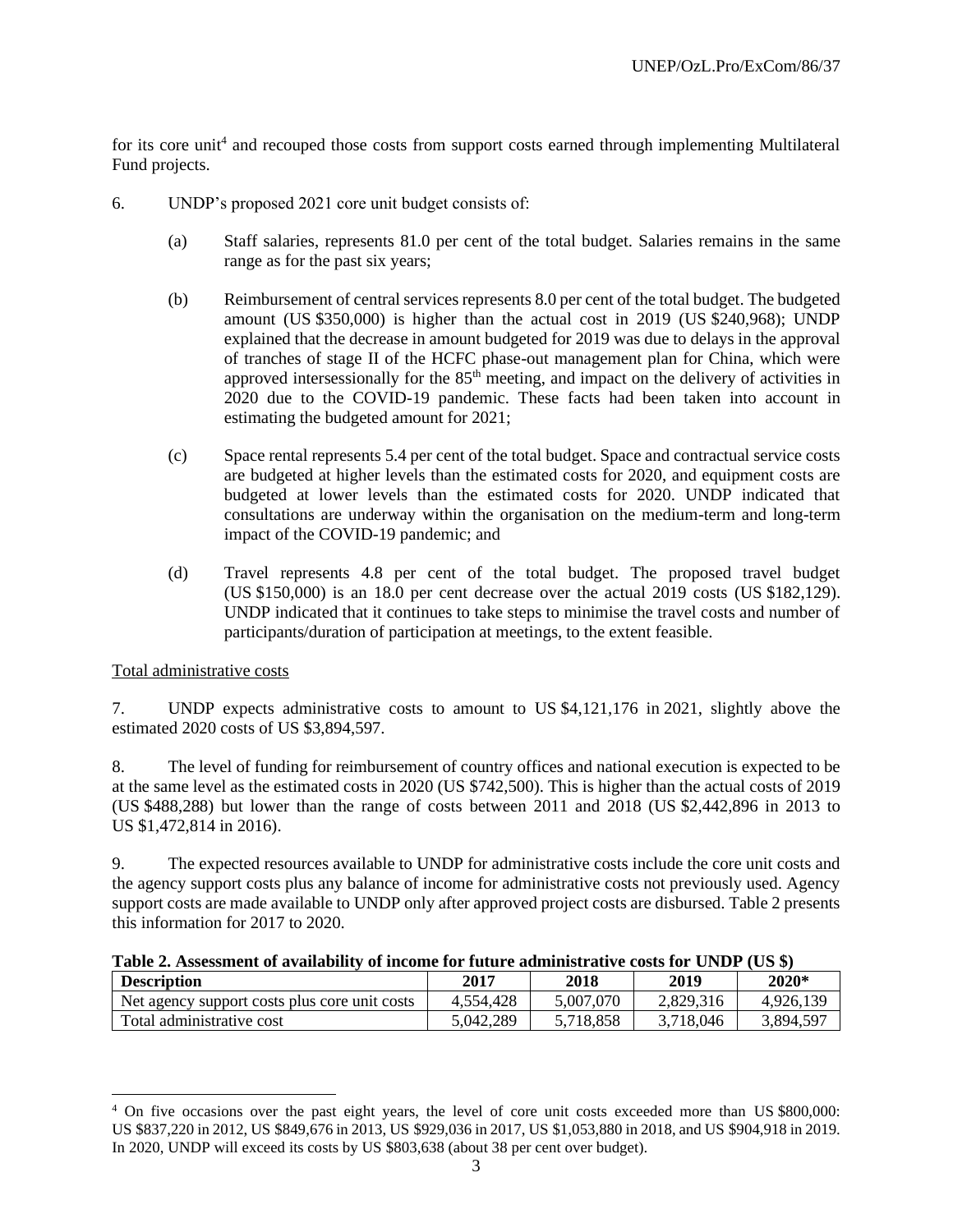for its core unit[4] and recouped those costs from support costs earned through implementing Multilateral Fund projects.

6. UNDP's proposed 2021 core unit budget consists of:

(a) Staff salaries, represents 81.0 per cent of the total budget. Salaries remains in the same range as for the past six years;

(b) Reimbursement of central services represents 8.0 per cent of the total budget. The budgeted amount (US $350,000) is higher than the actual cost in 2019 (US $240,968); UNDP explained that the decrease in amount budgeted for 2019 was due to delays in the approval of tranches of stage II of the HCFC phase-out management plan for China, which were approved intersessionally for the 85th meeting, and impact on the delivery of activities in 2020 due to the COVID-19 pandemic. These facts had been taken into account in estimating the budgeted amount for 2021;

(c) Space rental represents 5.4 per cent of the total budget. Space and contractual service costs are budgeted at higher levels than the estimated costs for 2020, and equipment costs are budgeted at lower levels than the estimated costs for 2020. UNDP indicated that consultations are underway within the organisation on the medium-term and long-term impact of the COVID-19 pandemic; and

(d) Travel represents 4.8 per cent of the total budget. The proposed travel budget (US $150,000) is an 18.0 per cent decrease over the actual 2019 costs (US $182,129). UNDP indicated that it continues to take steps to minimise the travel costs and number of participants/duration of participation at meetings, to the extent feasible.

Total administrative costs

7. UNDP expects administrative costs to amount to US $4,121,176 in 2021, slightly above the estimated 2020 costs of US $3,894,597.

8. The level of funding for reimbursement of country offices and national execution is expected to be at the same level as the estimated costs in 2020 (US $742,500). This is higher than the actual costs of 2019 (US $488,288) but lower than the range of costs between 2011 and 2018 (US $2,442,896 in 2013 to US $1,472,814 in 2016).

9. The expected resources available to UNDP for administrative costs include the core unit costs and the agency support costs plus any balance of income for administrative costs not previously used. Agency support costs are made available to UNDP only after approved project costs are disbursed. Table 2 presents this information for 2017 to 2020.

**Table 2. Assessment of availability of income for future administrative costs for UNDP (US $)**

| Description | 2017 | 2018 | 2019 | 2020* |
|---|---|---|---|---|
| Net agency support costs plus core unit costs | 4,554,428 | 5,007,070 | 2,829,316 | 4,926,139 |
| Total administrative cost | 5,042,289 | 5,718,858 | 3,718,046 | 3,894,597 |

[4] On five occasions over the past eight years, the level of core unit costs exceeded more than US $800,000: US $837,220 in 2012, US $849,676 in 2013, US $929,036 in 2017, US $1,053,880 in 2018, and US $904,918 in 2019. In 2020, UNDP will exceed its costs by US $803,638 (about 38 per cent over budget).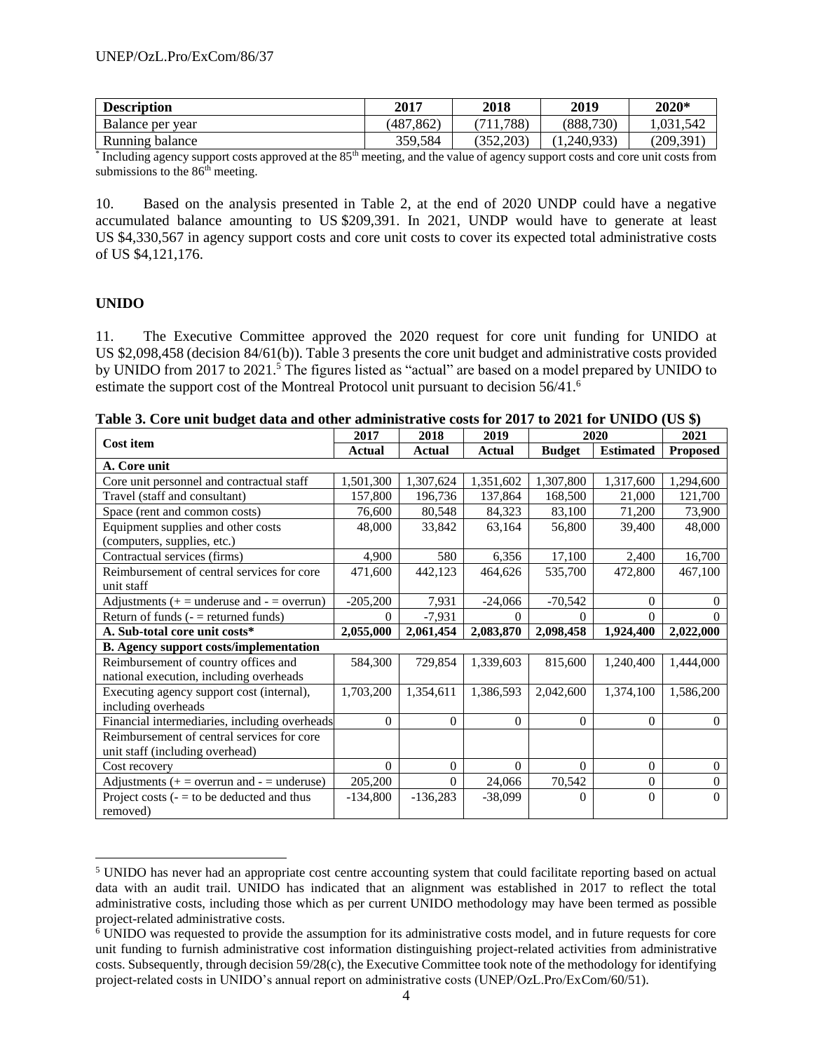| Description | 2017 | 2018 | 2019 | 2020* |
|---|---|---|---|---|
| Balance per year | (487,862) | (711,788) | (888,730) | 1,031,542 |
| Running balance | 359,584 | (352,203) | (1,240,933) | (209,391) |

\* Including agency support costs approved at the 85th meeting, and the value of agency support costs and core unit costs from submissions to the 86th meeting.

10. Based on the analysis presented in Table 2, at the end of 2020 UNDP could have a negative accumulated balance amounting to US $209,391. In 2021, UNDP would have to generate at least US $4,330,567 in agency support costs and core unit costs to cover its expected total administrative costs of US $4,121,176.

**UNIDO**

11. The Executive Committee approved the 2020 request for core unit funding for UNIDO at US $2,098,458 (decision 84/61(b)). Table 3 presents the core unit budget and administrative costs provided by UNIDO from 2017 to 2021.[5] The figures listed as "actual" are based on a model prepared by UNIDO to estimate the support cost of the Montreal Protocol unit pursuant to decision 56/41.[6]

**Table 3. Core unit budget data and other administrative costs for 2017 to 2021 for UNIDO (US $)**

| Cost item | 2017 | 2018 | 2019 | 2020 | | 2021 |
|---|---|---|---|---|---|---|
| | Actual | Actual | Actual | Budget | Estimated | Proposed |
| **A. Core unit** | | | | | | |
| Core unit personnel and contractual staff | 1,501,300 | 1,307,624 | 1,351,602 | 1,307,800 | 1,317,600 | 1,294,600 |
| Travel (staff and consultant) | 157,800 | 196,736 | 137,864 | 168,500 | 21,000 | 121,700 |
| Space (rent and common costs) | 76,600 | 80,548 | 84,323 | 83,100 | 71,200 | 73,900 |
| Equipment supplies and other costs (computers, supplies, etc.) | 48,000 | 33,842 | 63,164 | 56,800 | 39,400 | 48,000 |
| Contractual services (firms) | 4,900 | 580 | 6,356 | 17,100 | 2,400 | 16,700 |
| Reimbursement of central services for core unit staff | 471,600 | 442,123 | 464,626 | 535,700 | 472,800 | 467,100 |
| Adjustments (+ = underuse and - = overrun) | -205,200 | 7,931 | -24,066 | -70,542 | 0 | 0 |
| Return of funds (- = returned funds) | 0 | -7,931 | 0 | 0 | 0 | 0 |
| **A. Sub-total core unit costs*** | **2,055,000** | **2,061,454** | **2,083,870** | **2,098,458** | **1,924,400** | **2,022,000** |
| **B. Agency support costs/implementation** | | | | | | |
| Reimbursement of country offices and national execution, including overheads | 584,300 | 729,854 | 1,339,603 | 815,600 | 1,240,400 | 1,444,000 |
| Executing agency support cost (internal), including overheads | 1,703,200 | 1,354,611 | 1,386,593 | 2,042,600 | 1,374,100 | 1,586,200 |
| Financial intermediaries, including overheads | 0 | 0 | 0 | 0 | 0 | 0 |
| Reimbursement of central services for core unit staff (including overhead) | | | | | | |
| Cost recovery | 0 | 0 | 0 | 0 | 0 | 0 |
| Adjustments (+ = overrun and - = underuse) | 205,200 | 0 | 24,066 | 70,542 | 0 | 0 |
| Project costs (- = to be deducted and thus removed) | -134,800 | -136,283 | -38,099 | 0 | 0 | 0 |

[5] UNIDO has never had an appropriate cost centre accounting system that could facilitate reporting based on actual data with an audit trail. UNIDO has indicated that an alignment was established in 2017 to reflect the total administrative costs, including those which as per current UNIDO methodology may have been termed as possible project-related administrative costs.

[6] UNIDO was requested to provide the assumption for its administrative costs model, and in future requests for core unit funding to furnish administrative cost information distinguishing project-related activities from administrative costs. Subsequently, through decision 59/28(c), the Executive Committee took note of the methodology for identifying project-related costs in UNIDO's annual report on administrative costs (UNEP/OzL.Pro/ExCom/60/51).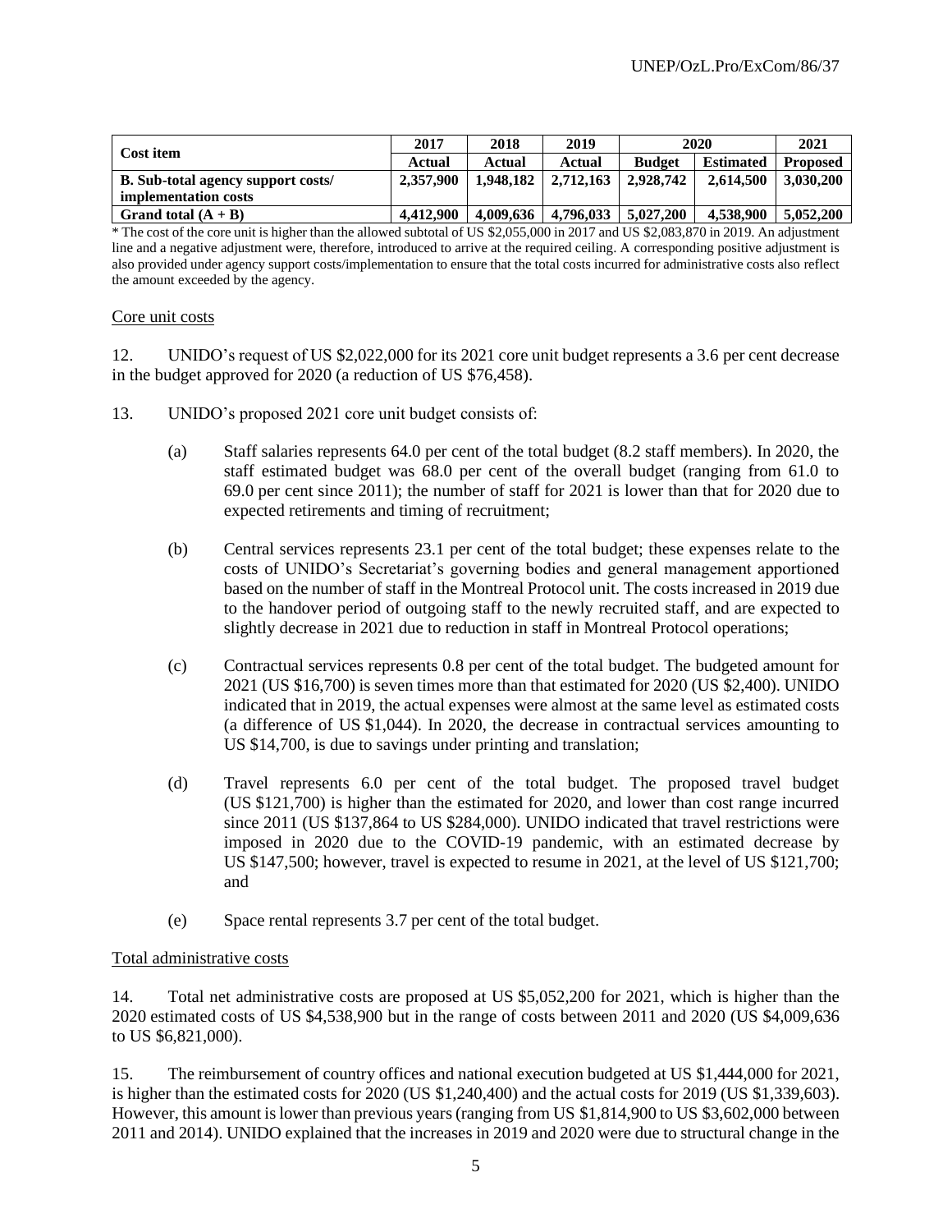| Cost item | 2017 | 2018 | 2019 | 2020 | | 2021 |
|---|---|---|---|---|---|---|
| | Actual | Actual | Actual | Budget | Estimated | Proposed |
| **B. Sub-total agency support costs/ implementation costs** | **2,357,900** | **1,948,182** | **2,712,163** | **2,928,742** | **2,614,500** | **3,030,200** |
| **Grand total (A + B)** | **4,412,900** | **4,009,636** | **4,796,033** | **5,027,200** | **4,538,900** | **5,052,200** |

\* The cost of the core unit is higher than the allowed subtotal of US $2,055,000 in 2017 and US $2,083,870 in 2019. An adjustment line and a negative adjustment were, therefore, introduced to arrive at the required ceiling. A corresponding positive adjustment is also provided under agency support costs/implementation to ensure that the total costs incurred for administrative costs also reflect the amount exceeded by the agency.

Core unit costs

12. UNIDO's request of US $2,022,000 for its 2021 core unit budget represents a 3.6 per cent decrease in the budget approved for 2020 (a reduction of US $76,458).

13. UNIDO's proposed 2021 core unit budget consists of:

(a) Staff salaries represents 64.0 per cent of the total budget (8.2 staff members). In 2020, the staff estimated budget was 68.0 per cent of the overall budget (ranging from 61.0 to 69.0 per cent since 2011); the number of staff for 2021 is lower than that for 2020 due to expected retirements and timing of recruitment;

(b) Central services represents 23.1 per cent of the total budget; these expenses relate to the costs of UNIDO's Secretariat's governing bodies and general management apportioned based on the number of staff in the Montreal Protocol unit. The costs increased in 2019 due to the handover period of outgoing staff to the newly recruited staff, and are expected to slightly decrease in 2021 due to reduction in staff in Montreal Protocol operations;

(c) Contractual services represents 0.8 per cent of the total budget. The budgeted amount for 2021 (US $16,700) is seven times more than that estimated for 2020 (US $2,400). UNIDO indicated that in 2019, the actual expenses were almost at the same level as estimated costs (a difference of US $1,044). In 2020, the decrease in contractual services amounting to US $14,700, is due to savings under printing and translation;

(d) Travel represents 6.0 per cent of the total budget. The proposed travel budget (US $121,700) is higher than the estimated for 2020, and lower than cost range incurred since 2011 (US $137,864 to US $284,000). UNIDO indicated that travel restrictions were imposed in 2020 due to the COVID-19 pandemic, with an estimated decrease by US $147,500; however, travel is expected to resume in 2021, at the level of US $121,700; and

(e) Space rental represents 3.7 per cent of the total budget.

Total administrative costs

14. Total net administrative costs are proposed at US $5,052,200 for 2021, which is higher than the 2020 estimated costs of US $4,538,900 but in the range of costs between 2011 and 2020 (US $4,009,636 to US $6,821,000).

15. The reimbursement of country offices and national execution budgeted at US $1,444,000 for 2021, is higher than the estimated costs for 2020 (US $1,240,400) and the actual costs for 2019 (US $1,339,603). However, this amount is lower than previous years (ranging from US $1,814,900 to US $3,602,000 between 2011 and 2014). UNIDO explained that the increases in 2019 and 2020 were due to structural change in the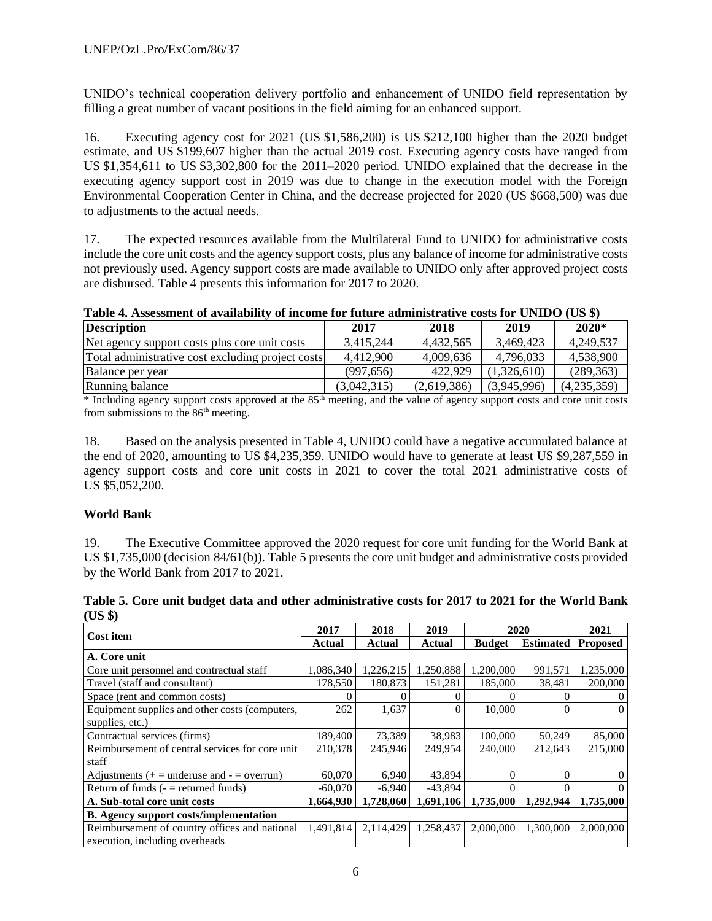UNIDO's technical cooperation delivery portfolio and enhancement of UNIDO field representation by filling a great number of vacant positions in the field aiming for an enhanced support.

16. Executing agency cost for 2021 (US $1,586,200) is US $212,100 higher than the 2020 budget estimate, and US $199,607 higher than the actual 2019 cost. Executing agency costs have ranged from US $1,354,611 to US $3,302,800 for the 2011–2020 period. UNIDO explained that the decrease in the executing agency support cost in 2019 was due to change in the execution model with the Foreign Environmental Cooperation Center in China, and the decrease projected for 2020 (US $668,500) was due to adjustments to the actual needs.

17. The expected resources available from the Multilateral Fund to UNIDO for administrative costs include the core unit costs and the agency support costs, plus any balance of income for administrative costs not previously used. Agency support costs are made available to UNIDO only after approved project costs are disbursed. Table 4 presents this information for 2017 to 2020.

**Table 4. Assessment of availability of income for future administrative costs for UNIDO (US $)**

| Description | 2017 | 2018 | 2019 | 2020* |
|---|---|---|---|---|
| Net agency support costs plus core unit costs | 3,415,244 | 4,432,565 | 3,469,423 | 4,249,537 |
| Total administrative cost excluding project costs | 4,412,900 | 4,009,636 | 4,796,033 | 4,538,900 |
| Balance per year | (997,656) | 422,929 | (1,326,610) | (289,363) |
| Running balance | (3,042,315) | (2,619,386) | (3,945,996) | (4,235,359) |

\* Including agency support costs approved at the 85th meeting, and the value of agency support costs and core unit costs from submissions to the 86th meeting.

18. Based on the analysis presented in Table 4, UNIDO could have a negative accumulated balance at the end of 2020, amounting to US $4,235,359. UNIDO would have to generate at least US $9,287,559 in agency support costs and core unit costs in 2021 to cover the total 2021 administrative costs of US $5,052,200.

**World Bank**

19. The Executive Committee approved the 2020 request for core unit funding for the World Bank at US $1,735,000 (decision 84/61(b)). Table 5 presents the core unit budget and administrative costs provided by the World Bank from 2017 to 2021.

**Table 5. Core unit budget data and other administrative costs for 2017 to 2021 for the World Bank (US $)**

| Cost item | 2017 | 2018 | 2019 | 2020 | | 2021 |
|---|---|---|---|---|---|---|
| | Actual | Actual | Actual | Budget | Estimated | Proposed |
| **A. Core unit** | | | | | | |
| Core unit personnel and contractual staff | 1,086,340 | 1,226,215 | 1,250,888 | 1,200,000 | 991,571 | 1,235,000 |
| Travel (staff and consultant) | 178,550 | 180,873 | 151,281 | 185,000 | 38,481 | 200,000 |
| Space (rent and common costs) | 0 | 0 | 0 | 0 | 0 | 0 |
| Equipment supplies and other costs (computers, supplies, etc.) | 262 | 1,637 | 0 | 10,000 | 0 | 0 |
| Contractual services (firms) | 189,400 | 73,389 | 38,983 | 100,000 | 50,249 | 85,000 |
| Reimbursement of central services for core unit staff | 210,378 | 245,946 | 249,954 | 240,000 | 212,643 | 215,000 |
| Adjustments (+ = underuse and - = overrun) | 60,070 | 6,940 | 43,894 | 0 | 0 | 0 |
| Return of funds (- = returned funds) | -60,070 | -6,940 | -43,894 | 0 | 0 | 0 |
| **A. Sub-total core unit costs** | **1,664,930** | **1,728,060** | **1,691,106** | **1,735,000** | **1,292,944** | **1,735,000** |
| **B. Agency support costs/implementation** | | | | | | |
| Reimbursement of country offices and national execution, including overheads | 1,491,814 | 2,114,429 | 1,258,437 | 2,000,000 | 1,300,000 | 2,000,000 |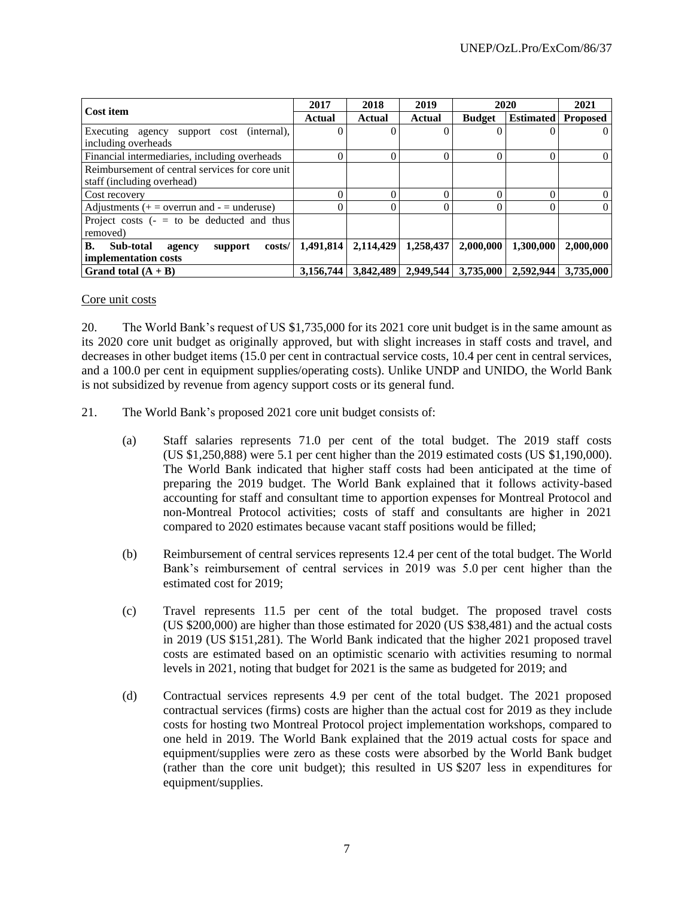| Cost item | 2017 | 2018 | 2019 | 2020 | | 2021 |
|---|---|---|---|---|---|---|
| | Actual | Actual | Actual | Budget | Estimated | Proposed |
| Executing agency support cost (internal), including overheads | 0 | 0 | 0 | 0 | 0 | 0 |
| Financial intermediaries, including overheads | 0 | 0 | 0 | 0 | 0 | 0 |
| Reimbursement of central services for core unit staff (including overhead) | | | | | | |
| Cost recovery | 0 | 0 | 0 | 0 | 0 | 0 |
| Adjustments (+ = overrun and - = underuse) | 0 | 0 | 0 | 0 | 0 | 0 |
| Project costs (- = to be deducted and thus removed) | | | | | | |
| **B. Sub-total agency support costs/ implementation costs** | **1,491,814** | **2,114,429** | **1,258,437** | **2,000,000** | **1,300,000** | **2,000,000** |
| **Grand total (A + B)** | **3,156,744** | **3,842,489** | **2,949,544** | **3,735,000** | **2,592,944** | **3,735,000** |

Core unit costs

20. The World Bank's request of US $1,735,000 for its 2021 core unit budget is in the same amount as its 2020 core unit budget as originally approved, but with slight increases in staff costs and travel, and decreases in other budget items (15.0 per cent in contractual service costs, 10.4 per cent in central services, and a 100.0 per cent in equipment supplies/operating costs). Unlike UNDP and UNIDO, the World Bank is not subsidized by revenue from agency support costs or its general fund.

21. The World Bank's proposed 2021 core unit budget consists of:

(a) Staff salaries represents 71.0 per cent of the total budget. The 2019 staff costs (US $1,250,888) were 5.1 per cent higher than the 2019 estimated costs (US $1,190,000). The World Bank indicated that higher staff costs had been anticipated at the time of preparing the 2019 budget. The World Bank explained that it follows activity-based accounting for staff and consultant time to apportion expenses for Montreal Protocol and non-Montreal Protocol activities; costs of staff and consultants are higher in 2021 compared to 2020 estimates because vacant staff positions would be filled;

(b) Reimbursement of central services represents 12.4 per cent of the total budget. The World Bank's reimbursement of central services in 2019 was 5.0 per cent higher than the estimated cost for 2019;

(c) Travel represents 11.5 per cent of the total budget. The proposed travel costs (US $200,000) are higher than those estimated for 2020 (US $38,481) and the actual costs in 2019 (US $151,281). The World Bank indicated that the higher 2021 proposed travel costs are estimated based on an optimistic scenario with activities resuming to normal levels in 2021, noting that budget for 2021 is the same as budgeted for 2019; and

(d) Contractual services represents 4.9 per cent of the total budget. The 2021 proposed contractual services (firms) costs are higher than the actual cost for 2019 as they include costs for hosting two Montreal Protocol project implementation workshops, compared to one held in 2019. The World Bank explained that the 2019 actual costs for space and equipment/supplies were zero as these costs were absorbed by the World Bank budget (rather than the core unit budget); this resulted in US $207 less in expenditures for equipment/supplies.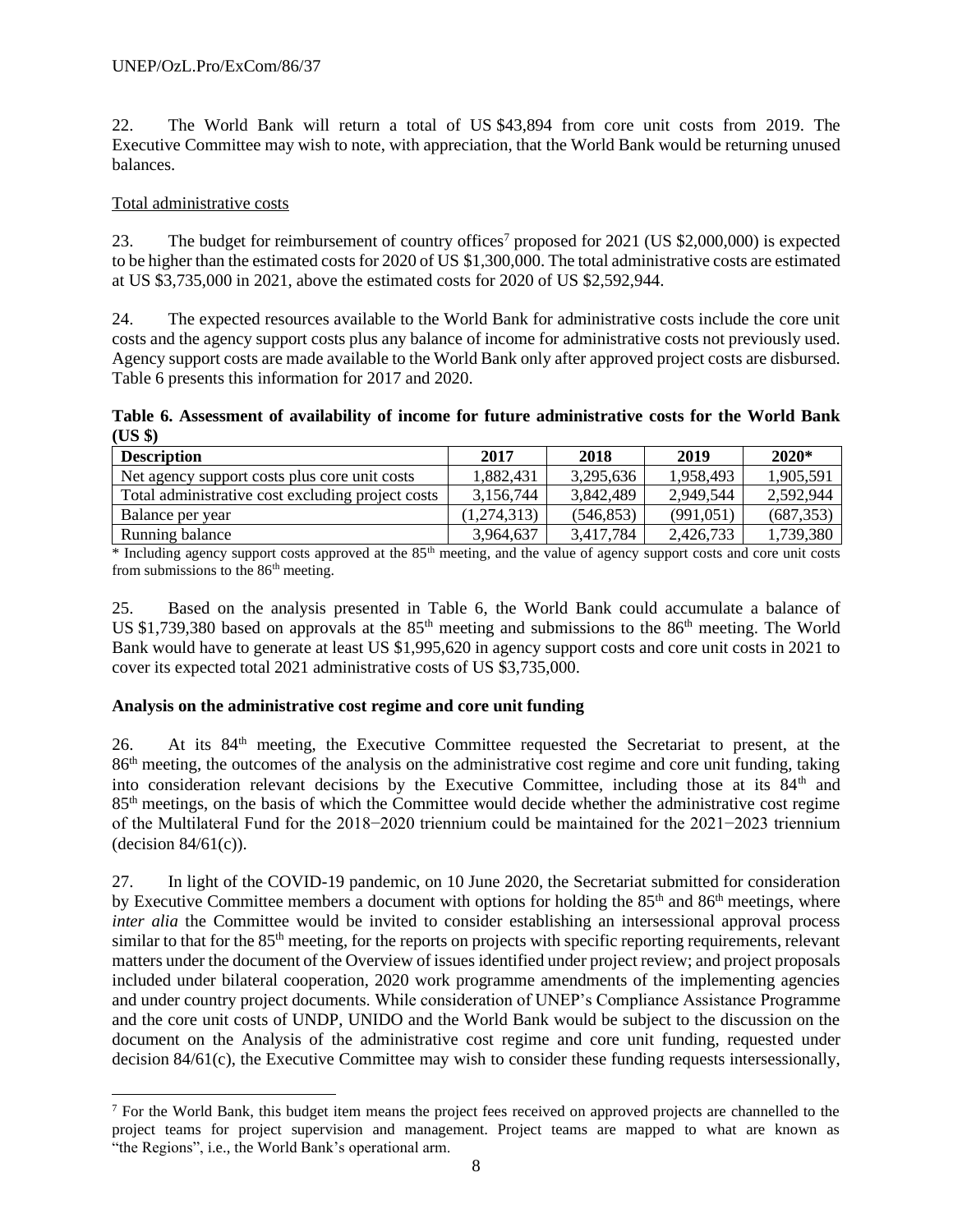22. The World Bank will return a total of US $43,894 from core unit costs from 2019. The Executive Committee may wish to note, with appreciation, that the World Bank would be returning unused balances.

Total administrative costs

23. The budget for reimbursement of country offices[7] proposed for 2021 (US $2,000,000) is expected to be higher than the estimated costs for 2020 of US $1,300,000. The total administrative costs are estimated at US $3,735,000 in 2021, above the estimated costs for 2020 of US $2,592,944.

24. The expected resources available to the World Bank for administrative costs include the core unit costs and the agency support costs plus any balance of income for administrative costs not previously used. Agency support costs are made available to the World Bank only after approved project costs are disbursed. Table 6 presents this information for 2017 and 2020.

**Table 6. Assessment of availability of income for future administrative costs for the World Bank (US $)**

| Description | 2017 | 2018 | 2019 | 2020* |
|---|---|---|---|---|
| Net agency support costs plus core unit costs | 1,882,431 | 3,295,636 | 1,958,493 | 1,905,591 |
| Total administrative cost excluding project costs | 3,156,744 | 3,842,489 | 2,949,544 | 2,592,944 |
| Balance per year | (1,274,313) | (546,853) | (991,051) | (687,353) |
| Running balance | 3,964,637 | 3,417,784 | 2,426,733 | 1,739,380 |

\* Including agency support costs approved at the 85th meeting, and the value of agency support costs and core unit costs from submissions to the 86th meeting.

25. Based on the analysis presented in Table 6, the World Bank could accumulate a balance of US $1,739,380 based on approvals at the 85th meeting and submissions to the 86th meeting. The World Bank would have to generate at least US $1,995,620 in agency support costs and core unit costs in 2021 to cover its expected total 2021 administrative costs of US $3,735,000.

**Analysis on the administrative cost regime and core unit funding**

26. At its 84th meeting, the Executive Committee requested the Secretariat to present, at the 86th meeting, the outcomes of the analysis on the administrative cost regime and core unit funding, taking into consideration relevant decisions by the Executive Committee, including those at its 84th and 85th meetings, on the basis of which the Committee would decide whether the administrative cost regime of the Multilateral Fund for the 2018−2020 triennium could be maintained for the 2021−2023 triennium (decision 84/61(c)).

27. In light of the COVID-19 pandemic, on 10 June 2020, the Secretariat submitted for consideration by Executive Committee members a document with options for holding the 85th and 86th meetings, where *inter alia* the Committee would be invited to consider establishing an intersessional approval process similar to that for the 85th meeting, for the reports on projects with specific reporting requirements, relevant matters under the document of the Overview of issues identified under project review; and project proposals included under bilateral cooperation, 2020 work programme amendments of the implementing agencies and under country project documents. While consideration of UNEP's Compliance Assistance Programme and the core unit costs of UNDP, UNIDO and the World Bank would be subject to the discussion on the document on the Analysis of the administrative cost regime and core unit funding, requested under decision 84/61(c), the Executive Committee may wish to consider these funding requests intersessionally,

[7] For the World Bank, this budget item means the project fees received on approved projects are channelled to the project teams for project supervision and management. Project teams are mapped to what are known as "the Regions", i.e., the World Bank's operational arm.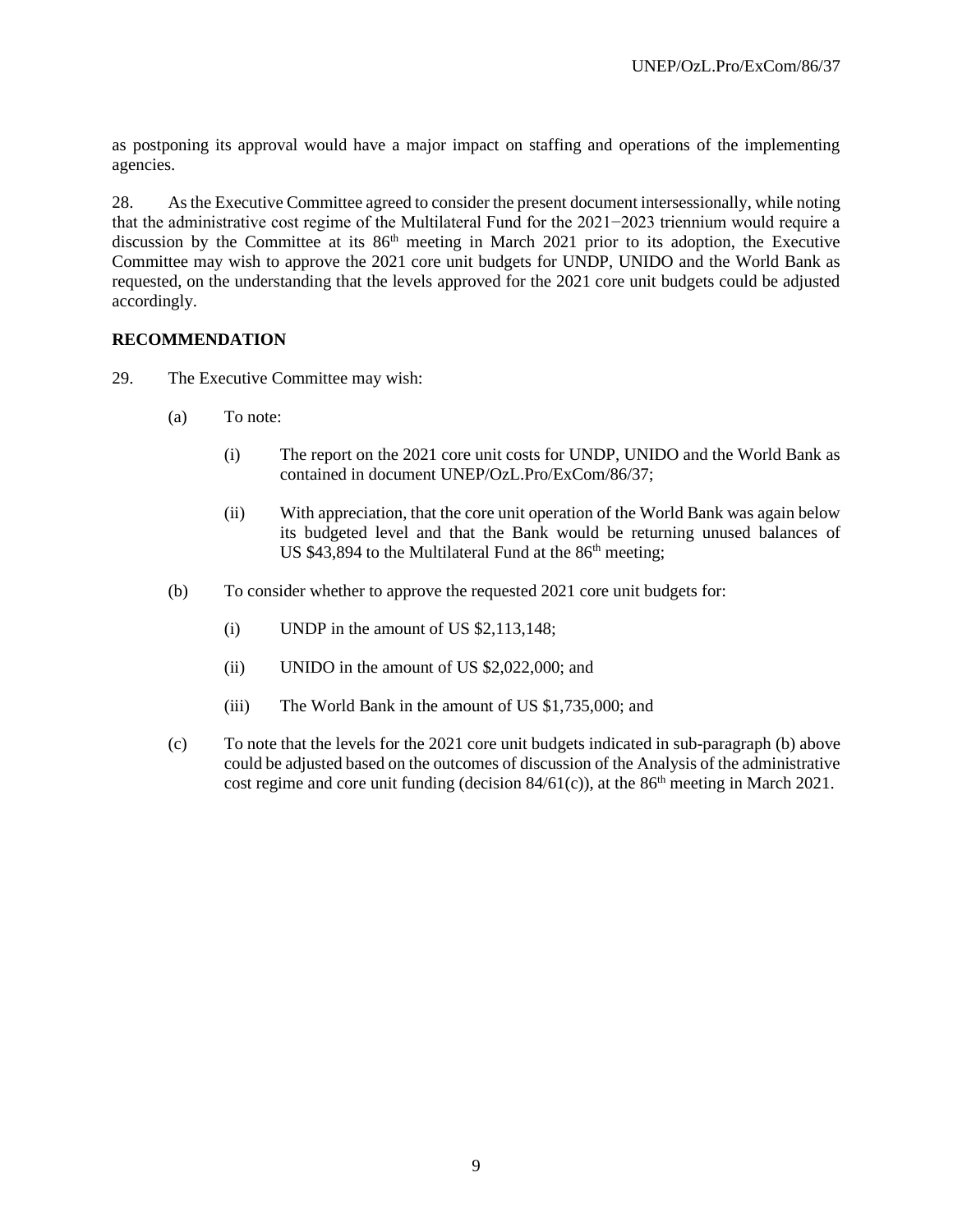as postponing its approval would have a major impact on staffing and operations of the implementing agencies.

28. As the Executive Committee agreed to consider the present document intersessionally, while noting that the administrative cost regime of the Multilateral Fund for the 2021−2023 triennium would require a discussion by the Committee at its 86th meeting in March 2021 prior to its adoption, the Executive Committee may wish to approve the 2021 core unit budgets for UNDP, UNIDO and the World Bank as requested, on the understanding that the levels approved for the 2021 core unit budgets could be adjusted accordingly.

**RECOMMENDATION**

29. The Executive Committee may wish:

(a) To note:

  (i) The report on the 2021 core unit costs for UNDP, UNIDO and the World Bank as contained in document UNEP/OzL.Pro/ExCom/86/37;

  (ii) With appreciation, that the core unit operation of the World Bank was again below its budgeted level and that the Bank would be returning unused balances of US $43,894 to the Multilateral Fund at the 86th meeting;

(b) To consider whether to approve the requested 2021 core unit budgets for:

  (i) UNDP in the amount of US $2,113,148;

  (ii) UNIDO in the amount of US $2,022,000; and

  (iii) The World Bank in the amount of US $1,735,000; and

(c) To note that the levels for the 2021 core unit budgets indicated in sub-paragraph (b) above could be adjusted based on the outcomes of discussion of the Analysis of the administrative cost regime and core unit funding (decision 84/61(c)), at the 86th meeting in March 2021.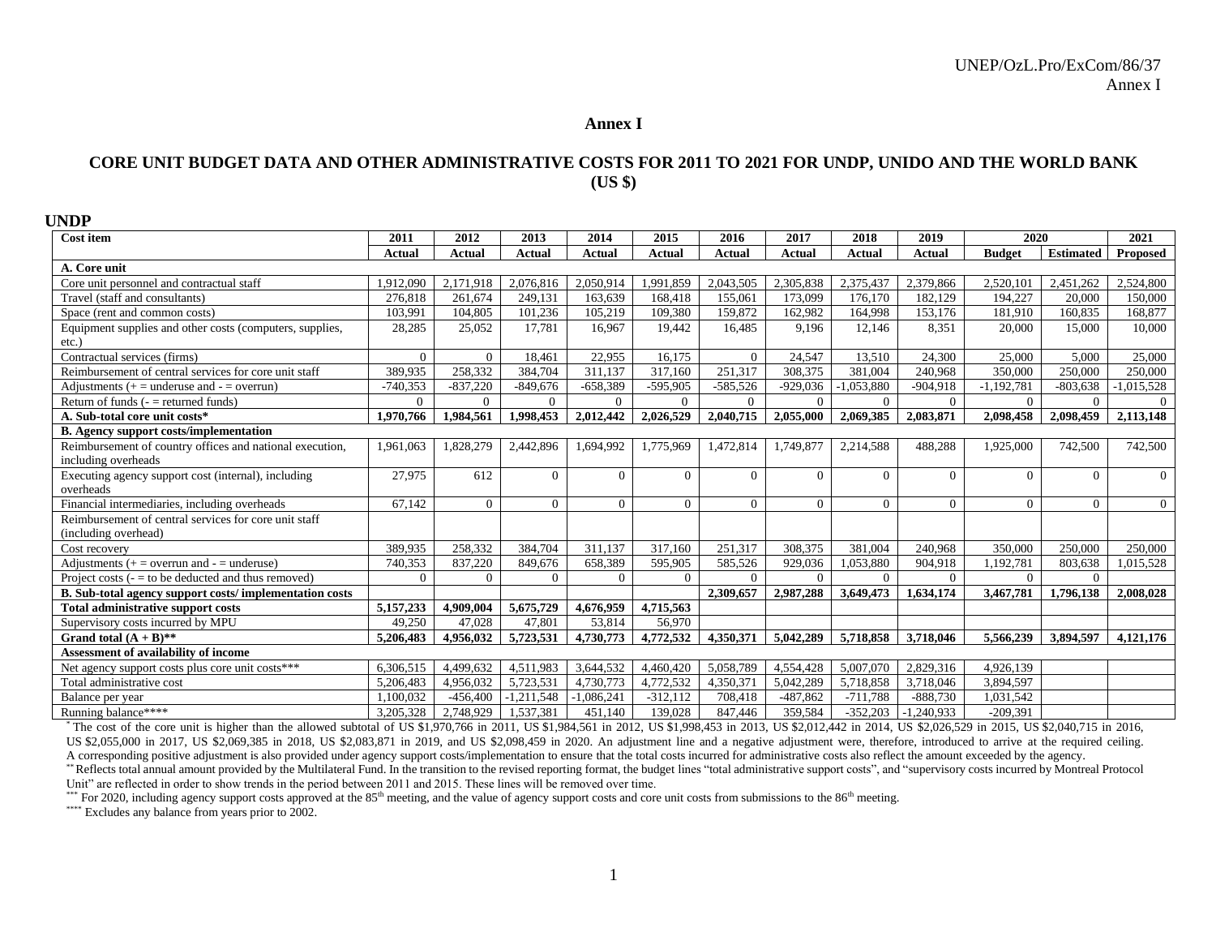# Annex I

## CORE UNIT BUDGET DATA AND OTHER ADMINISTRATIVE COSTS FOR 2011 TO 2021 FOR UNDP, UNIDO AND THE WORLD BANK (US $)

### UNDP

| Cost item | 2011 | 2012 | 2013 | 2014 | 2015 | 2016 | 2017 | 2018 | 2019 | 2020 | | 2021 |
|---|---|---|---|---|---|---|---|---|---|---|---|---|
| | Actual | Actual | Actual | Actual | Actual | Actual | Actual | Actual | Actual | Budget | Estimated | Proposed |
| **A. Core unit** | | | | | | | | | | | | |
| Core unit personnel and contractual staff | 1,912,090 | 2,171,918 | 2,076,816 | 2,050,914 | 1,991,859 | 2,043,505 | 2,305,838 | 2,375,437 | 2,379,866 | 2,520,101 | 2,451,262 | 2,524,800 |
| Travel (staff and consultants) | 276,818 | 261,674 | 249,131 | 163,639 | 168,418 | 155,061 | 173,099 | 176,170 | 182,129 | 194,227 | 20,000 | 150,000 |
| Space (rent and common costs) | 103,991 | 104,805 | 101,236 | 105,219 | 109,380 | 159,872 | 162,982 | 164,998 | 153,176 | 181,910 | 160,835 | 168,877 |
| Equipment supplies and other costs (computers, supplies, etc.) | 28,285 | 25,052 | 17,781 | 16,967 | 19,442 | 16,485 | 9,196 | 12,146 | 8,351 | 20,000 | 15,000 | 10,000 |
| Contractual services (firms) | 0 | 0 | 18,461 | 22,955 | 16,175 | 0 | 24,547 | 13,510 | 24,300 | 25,000 | 5,000 | 25,000 |
| Reimbursement of central services for core unit staff | 389,935 | 258,332 | 384,704 | 311,137 | 317,160 | 251,317 | 308,375 | 381,004 | 240,968 | 350,000 | 250,000 | 250,000 |
| Adjustments (+ = underuse and - = overrun) | -740,353 | -837,220 | -849,676 | -658,389 | -595,905 | -585,526 | -929,036 | -1,053,880 | -904,918 | -1,192,781 | -803,638 | -1,015,528 |
| Return of funds (- = returned funds) | 0 | 0 | 0 | 0 | 0 | 0 | 0 | 0 | 0 | 0 | 0 | 0 |
| **A. Sub-total core unit costs*** | **1,970,766** | **1,984,561** | **1,998,453** | **2,012,442** | **2,026,529** | **2,040,715** | **2,055,000** | **2,069,385** | **2,083,871** | **2,098,458** | **2,098,459** | **2,113,148** |
| **B. Agency support costs/implementation** | | | | | | | | | | | | |
| Reimbursement of country offices and national execution, including overheads | 1,961,063 | 1,828,279 | 2,442,896 | 1,694,992 | 1,775,969 | 1,472,814 | 1,749,877 | 2,214,588 | 488,288 | 1,925,000 | 742,500 | 742,500 |
| Executing agency support cost (internal), including overheads | 27,975 | 612 | 0 | 0 | 0 | 0 | 0 | 0 | 0 | 0 | 0 | 0 |
| Financial intermediaries, including overheads | 67,142 | 0 | 0 | 0 | 0 | 0 | 0 | 0 | 0 | 0 | 0 | 0 |
| Reimbursement of central services for core unit staff (including overhead) | | | | | | | | | | | | |
| Cost recovery | 389,935 | 258,332 | 384,704 | 311,137 | 317,160 | 251,317 | 308,375 | 381,004 | 240,968 | 350,000 | 250,000 | 250,000 |
| Adjustments (+ = overrun and - = underuse) | 740,353 | 837,220 | 849,676 | 658,389 | 595,905 | 585,526 | 929,036 | 1,053,880 | 904,918 | 1,192,781 | 803,638 | 1,015,528 |
| Project costs (- = to be deducted and thus removed) | 0 | 0 | 0 | 0 | 0 | 0 | 0 | 0 | 0 | 0 | 0 | |
| **B. Sub-total agency support costs/ implementation costs** | | | | | | **2,309,657** | **2,987,288** | **3,649,473** | **1,634,174** | **3,467,781** | **1,796,138** | **2,008,028** |
| **Total administrative support costs** | **5,157,233** | **4,909,004** | **5,675,729** | **4,676,959** | **4,715,563** | | | | | | | |
| Supervisory costs incurred by MPU | 49,250 | 47,028 | 47,801 | 53,814 | 56,970 | | | | | | | |
| **Grand total (A + B)**** | **5,206,483** | **4,956,032** | **5,723,531** | **4,730,773** | **4,772,532** | **4,350,371** | **5,042,289** | **5,718,858** | **3,718,046** | **5,566,239** | **3,894,597** | **4,121,176** |
| **Assessment of availability of income** | | | | | | | | | | | | |
| Net agency support costs plus core unit costs*** | 6,306,515 | 4,499,632 | 4,511,983 | 3,644,532 | 4,460,420 | 5,058,789 | 4,554,428 | 5,007,070 | 2,829,316 | 4,926,139 | | |
| Total administrative cost | 5,206,483 | 4,956,032 | 5,723,531 | 4,730,773 | 4,772,532 | 4,350,371 | 5,042,289 | 5,718,858 | 3,718,046 | 3,894,597 | | |
| Balance per year | 1,100,032 | -456,400 | -1,211,548 | -1,086,241 | -312,112 | 708,418 | -487,862 | -711,788 | -888,730 | 1,031,542 | | |
| Running balance**** | 3,205,328 | 2,748,929 | 1,537,381 | 451,140 | 139,028 | 847,446 | 359,584 | -352,203 | -1,240,933 | -209,391 | | |

* The cost of the core unit is higher than the allowed subtotal of US $1,970,766 in 2011, US $1,984,561 in 2012, US $1,998,453 in 2013, US $2,012,442 in 2014, US $2,026,529 in 2015, US $2,040,715 in 2016, US $2,055,000 in 2017, US $2,069,385 in 2018, US $2,083,871 in 2019, and US $2,098,459 in 2020. An adjustment line and a negative adjustment were, therefore, introduced to arrive at the required ceiling. A corresponding positive adjustment is also provided under agency support costs/implementation to ensure that the total costs incurred for administrative costs also reflect the amount exceeded by the agency.

** Reflects total annual amount provided by the Multilateral Fund. In the transition to the revised reporting format, the budget lines "total administrative support costs", and "supervisory costs incurred by Montreal Protocol Unit" are reflected in order to show trends in the period between 2011 and 2015. These lines will be removed over time.

*** For 2020, including agency support costs approved at the 85th meeting, and the value of agency support costs and core unit costs from submissions to the 86th meeting.

**** Excludes any balance from years prior to 2002.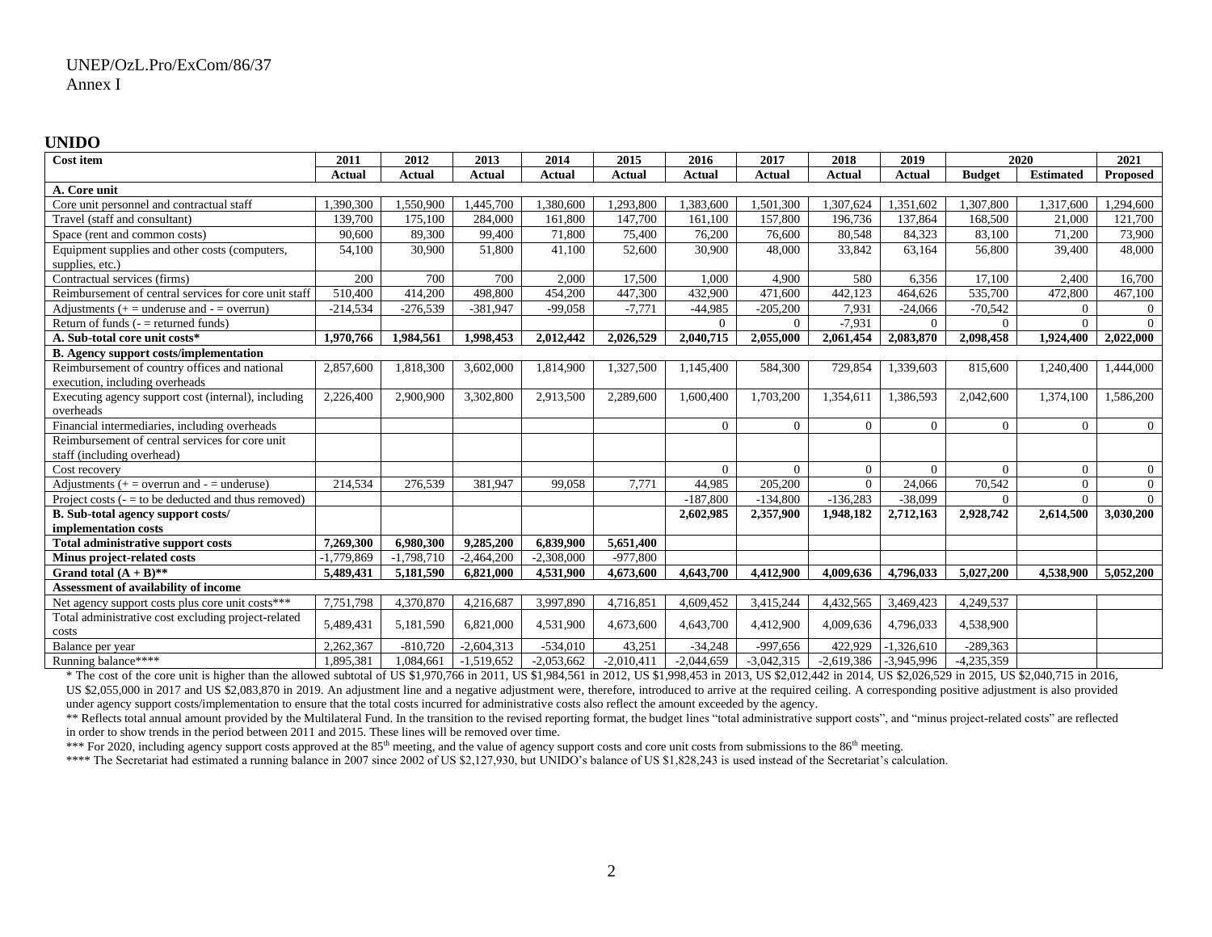## UNIDO

| Cost item | 2011 | 2012 | 2013 | 2014 | 2015 | 2016 | 2017 | 2018 | 2019 | 2020 | | 2021 |
|---|---|---|---|---|---|---|---|---|---|---|---|---|
| | Actual | Actual | Actual | Actual | Actual | Actual | Actual | Actual | Actual | Budget | Estimated | Proposed |
| **A. Core unit** | | | | | | | | | | | | |
| Core unit personnel and contractual staff | 1,390,300 | 1,550,900 | 1,445,700 | 1,380,600 | 1,293,800 | 1,383,600 | 1,501,300 | 1,307,624 | 1,351,602 | 1,307,800 | 1,317,600 | 1,294,600 |
| Travel (staff and consultant) | 139,700 | 175,100 | 284,000 | 161,800 | 147,700 | 161,100 | 157,800 | 196,736 | 137,864 | 168,500 | 21,000 | 121,700 |
| Space (rent and common costs) | 90,600 | 89,300 | 99,400 | 71,800 | 75,400 | 76,200 | 76,600 | 80,548 | 84,323 | 83,100 | 71,200 | 73,900 |
| Equipment supplies and other costs (computers, supplies, etc.) | 54,100 | 30,900 | 51,800 | 41,100 | 52,600 | 30,900 | 48,000 | 33,842 | 63,164 | 56,800 | 39,400 | 48,000 |
| Contractual services (firms) | 200 | 700 | 700 | 2,000 | 17,500 | 1,000 | 4,900 | 580 | 6,356 | 17,100 | 2,400 | 16,700 |
| Reimbursement of central services for core unit staff | 510,400 | 414,200 | 498,800 | 454,200 | 447,300 | 432,900 | 471,600 | 442,123 | 464,626 | 535,700 | 472,800 | 467,100 |
| Adjustments (+ = underuse and - = overrun) | -214,534 | -276,539 | -381,947 | -99,058 | -7,771 | -44,985 | -205,200 | 7,931 | -24,066 | -70,542 | 0 | 0 |
| Return of funds (- = returned funds) | | | | | | | | -7,931 | 0 | 0 | 0 | 0 |
| **A. Sub-total core unit costs*** | **1,970,766** | **1,984,561** | **1,998,453** | **2,012,442** | **2,026,529** | **2,040,715** | **2,055,000** | **2,061,454** | **2,083,870** | **2,098,458** | **1,924,400** | **2,022,000** |
| **B. Agency support costs/implementation** | | | | | | | | | | | | |
| Reimbursement of country offices and national execution, including overheads | 2,857,600 | 1,818,300 | 3,602,000 | 1,814,900 | 1,327,500 | 1,145,400 | 584,300 | 729,854 | 1,339,603 | 815,600 | 1,240,400 | 1,444,000 |
| Executing agency support cost (internal), including overheads | 2,226,400 | 2,900,900 | 3,302,800 | 2,913,500 | 2,289,600 | 1,600,400 | 1,703,200 | 1,354,611 | 1,386,593 | 2,042,600 | 1,374,100 | 1,586,200 |
| Financial intermediaries, including overheads | | | | | | 0 | 0 | 0 | 0 | 0 | 0 | 0 |
| Reimbursement of central services for core unit staff (including overhead) | | | | | | | | | | | | |
| Cost recovery | | | | | | 0 | 0 | 0 | 0 | 0 | 0 | 0 |
| Adjustments (+ = overrun and - = underuse) | 214,534 | 276,539 | 381,947 | 99,058 | 7,771 | 44,985 | 205,200 | 0 | 24,066 | 70,542 | 0 | 0 |
| Project costs (- = to be deducted and thus removed) | | | | | | -187,800 | -134,800 | -136,283 | -38,099 | 0 | 0 | 0 |
| **B. Sub-total agency support costs/ implementation costs** | | | | | | **2,602,985** | **2,357,900** | **1,948,182** | **2,712,163** | **2,928,742** | **2,614,500** | **3,030,200** |
| **Total administrative support costs** | **7,269,300** | **6,980,300** | **9,285,200** | **6,839,900** | **5,651,400** | | | | | | | |
| **Minus project-related costs** | -1,779,869 | -1,798,710 | -2,464,200 | -2,308,000 | -977,800 | | | | | | | |
| **Grand total (A + B)**** | **5,489,431** | **5,181,590** | **6,821,000** | **4,531,900** | **4,673,600** | **4,643,700** | **4,412,900** | **4,009,636** | **4,796,033** | **5,027,200** | **4,538,900** | **5,052,200** |
| **Assessment of availability of income** | | | | | | | | | | | | |
| Net agency support costs plus core unit costs*** | 7,751,798 | 4,370,870 | 4,216,687 | 3,997,890 | 4,716,851 | 4,609,452 | 3,415,244 | 4,432,565 | 3,469,423 | 4,249,537 | | |
| Total administrative cost excluding project-related costs | 5,489,431 | 5,181,590 | 6,821,000 | 4,531,900 | 4,673,600 | 4,643,700 | 4,412,900 | 4,009,636 | 4,796,033 | 4,538,900 | | |
| Balance per year | 2,262,367 | -810,720 | -2,604,313 | -534,010 | 43,251 | -34,248 | -997,656 | 422,929 | -1,326,610 | -289,363 | | |
| Running balance**** | 1,895,381 | 1,084,661 | -1,519,652 | -2,053,662 | -2,010,411 | -2,044,659 | -3,042,315 | -2,619,386 | -3,945,996 | -4,235,359 | | |

* The cost of the core unit is higher than the allowed subtotal of US $1,970,766 in 2011, US $1,984,561 in 2012, US $1,998,453 in 2013, US $2,012,442 in 2014, US $2,026,529 in 2015, US $2,040,715 in 2016, US $2,055,000 in 2017 and US $2,083,870 in 2019. An adjustment line and a negative adjustment were, therefore, introduced to arrive at the required ceiling. A corresponding positive adjustment is also provided under agency support costs/implementation to ensure that the total costs incurred for administrative costs also reflect the amount exceeded by the agency.

** Reflects total annual amount provided by the Multilateral Fund. In the transition to the revised reporting format, the budget lines "total administrative support costs", and "minus project-related costs" are reflected in order to show trends in the period between 2011 and 2015. These lines will be removed over time.

*** For 2020, including agency support costs approved at the 85th meeting, and the value of agency support costs and core unit costs from submissions to the 86th meeting.

**** The Secretariat had estimated a running balance in 2007 since 2002 of US $2,127,930, but UNIDO's balance of US $1,828,243 is used instead of the Secretariat's calculation.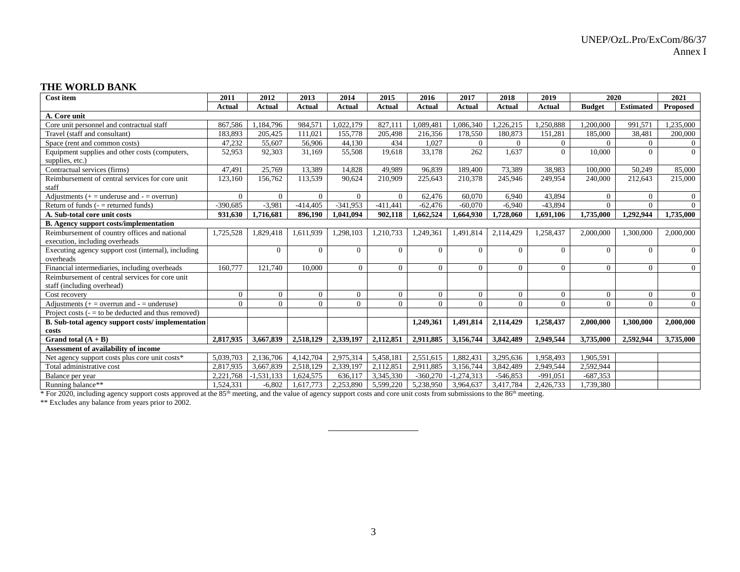## THE WORLD BANK

| Cost item | 2011 | 2012 | 2013 | 2014 | 2015 | 2016 | 2017 | 2018 | 2019 | 2020 | | 2021 |
|---|---|---|---|---|---|---|---|---|---|---|---|---|
| | **Actual** | **Actual** | **Actual** | **Actual** | **Actual** | **Actual** | **Actual** | **Actual** | **Actual** | **Budget** | **Estimated** | **Proposed** |
| **A. Core unit** | | | | | | | | | | | | |
| Core unit personnel and contractual staff | 867,586 | 1,184,796 | 984,571 | 1,022,179 | 827,111 | 1,089,481 | 1,086,340 | 1,226,215 | 1,250,888 | 1,200,000 | 991,571 | 1,235,000 |
| Travel (staff and consultant) | 183,893 | 205,425 | 111,021 | 155,778 | 205,498 | 216,356 | 178,550 | 180,873 | 151,281 | 185,000 | 38,481 | 200,000 |
| Space (rent and common costs) | 47,232 | 55,607 | 56,906 | 44,130 | 434 | 1,027 | 0 | 0 | 0 | 0 | 0 | 0 |
| Equipment supplies and other costs (computers, supplies, etc.) | 52,953 | 92,303 | 31,169 | 55,508 | 19,618 | 33,178 | 262 | 1,637 | 0 | 10,000 | 0 | 0 |
| Contractual services (firms) | 47,491 | 25,769 | 13,389 | 14,828 | 49,989 | 96,839 | 189,400 | 73,389 | 38,983 | 100,000 | 50,249 | 85,000 |
| Reimbursement of central services for core unit staff | 123,160 | 156,762 | 113,539 | 90,624 | 210,909 | 225,643 | 210,378 | 245,946 | 249,954 | 240,000 | 212,643 | 215,000 |
| Adjustments (+ = underuse and - = overrun) | 0 | 0 | 0 | 0 | 0 | 62,476 | 60,070 | 6,940 | 43,894 | 0 | 0 | 0 |
| Return of funds (- = returned funds) | -390,685 | -3,981 | -414,405 | -341,953 | -411,441 | -62,476 | -60,070 | -6,940 | -43,894 | 0 | 0 | 0 |
| **A. Sub-total core unit costs** | **931,630** | **1,716,681** | **896,190** | **1,041,094** | **902,118** | **1,662,524** | **1,664,930** | **1,728,060** | **1,691,106** | **1,735,000** | **1,292,944** | **1,735,000** |
| **B. Agency support costs/implementation** | | | | | | | | | | | | |
| Reimbursement of country offices and national execution, including overheads | 1,725,528 | 1,829,418 | 1,611,939 | 1,298,103 | 1,210,733 | 1,249,361 | 1,491,814 | 2,114,429 | 1,258,437 | 2,000,000 | 1,300,000 | 2,000,000 |
| Executing agency support cost (internal), including overheads | | 0 | 0 | 0 | 0 | 0 | 0 | 0 | 0 | 0 | 0 | 0 |
| Financial intermediaries, including overheads | 160,777 | 121,740 | 10,000 | 0 | 0 | 0 | 0 | 0 | 0 | 0 | 0 | 0 |
| Reimbursement of central services for core unit staff (including overhead) | | | | | | | | | | | | |
| Cost recovery | 0 | 0 | 0 | 0 | 0 | 0 | 0 | 0 | 0 | 0 | 0 | 0 |
| Adjustments (+ = overrun and - = underuse) | 0 | 0 | 0 | 0 | 0 | 0 | 0 | 0 | 0 | 0 | 0 | 0 |
| Project costs (- = to be deducted and thus removed) | | | | | | | | | | | | |
| **B. Sub-total agency support costs/ implementation costs** | | | | | | **1,249,361** | **1,491,814** | **2,114,429** | **1,258,437** | **2,000,000** | **1,300,000** | **2,000,000** |
| **Grand total (A + B)** | **2,817,935** | **3,667,839** | **2,518,129** | **2,339,197** | **2,112,851** | **2,911,885** | **3,156,744** | **3,842,489** | **2,949,544** | **3,735,000** | **2,592,944** | **3,735,000** |
| **Assessment of availability of income** | | | | | | | | | | | | |
| Net agency support costs plus core unit costs* | 5,039,703 | 2,136,706 | 4,142,704 | 2,975,314 | 5,458,181 | 2,551,615 | 1,882,431 | 3,295,636 | 1,958,493 | 1,905,591 | | |
| Total administrative cost | 2,817,935 | 3,667,839 | 2,518,129 | 2,339,197 | 2,112,851 | 2,911,885 | 3,156,744 | 3,842,489 | 2,949,544 | 2,592,944 | | |
| Balance per year | 2,221,768 | -1,531,133 | 1,624,575 | 636,117 | 3,345,330 | -360,270 | -1,274,313 | -546,853 | -991,051 | -687,353 | | |
| Running balance** | 1,524,331 | -6,802 | 1,617,773 | 2,253,890 | 5,599,220 | 5,238,950 | 3,964,637 | 3,417,784 | 2,426,733 | 1,739,380 | | |

\* For 2020, including agency support costs approved at the 85th meeting, and the value of agency support costs and core unit costs from submissions to the 86th meeting.

** Excludes any balance from years prior to 2002.